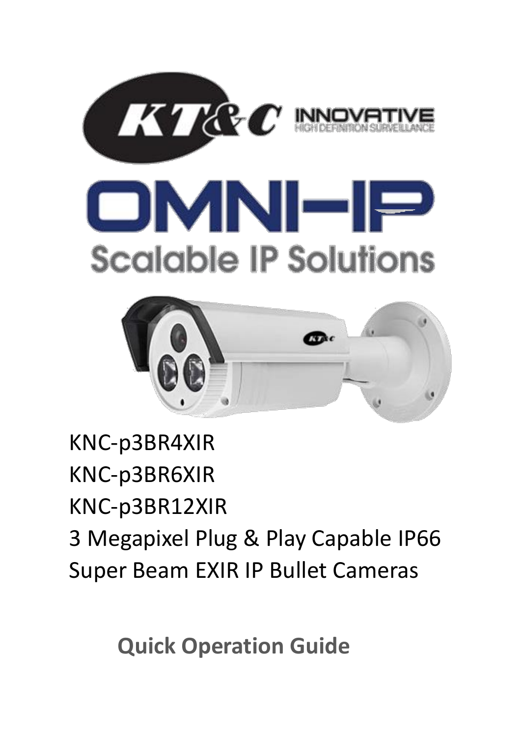KT&C INNOVATIVE HIGH DEFINITION SURVEILLANCE

# OMNI-IP

## Scalable IP Solutions

KNC-p3BR4XIR
KNC-p3BR6XIR
KNC-p3BR12XIR
3 Megapixel Plug & Play Capable IP66 Super Beam EXIR IP Bullet Cameras

**Quick Operation Guide**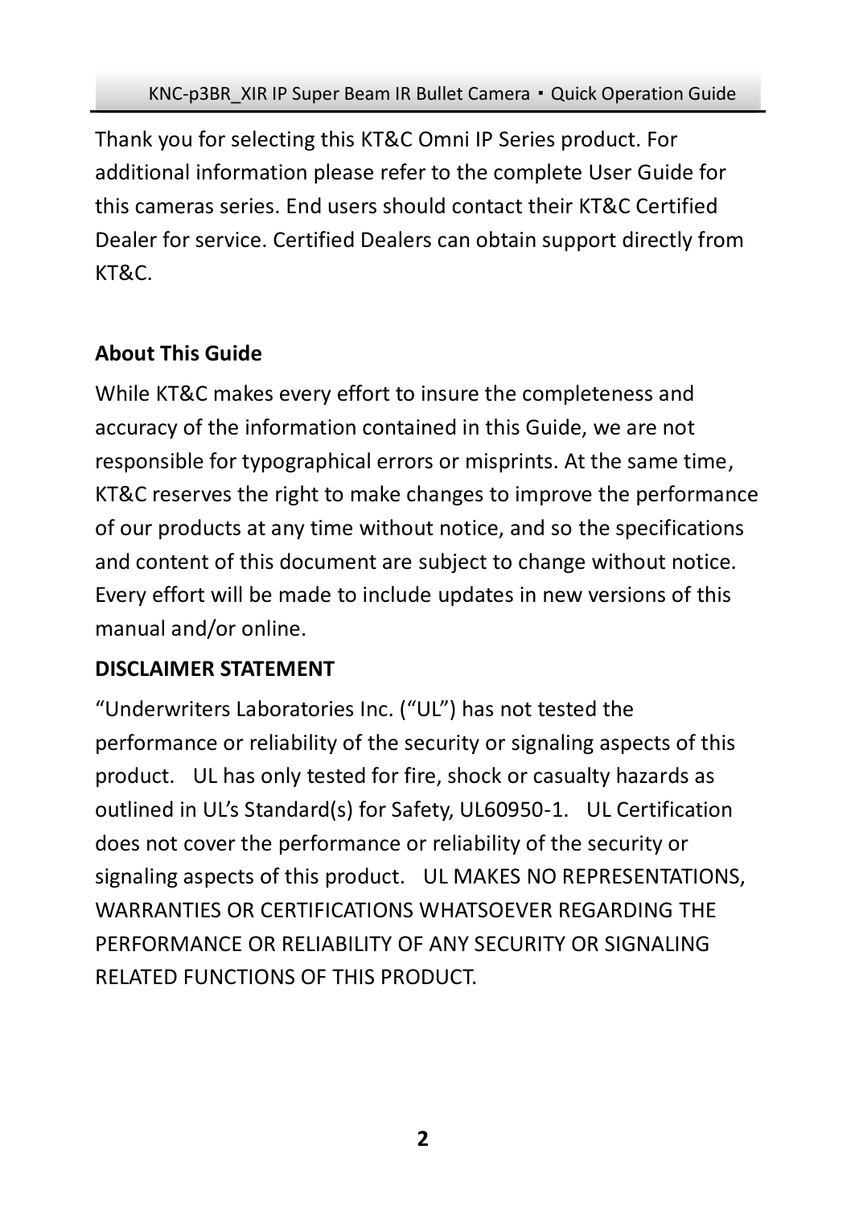Thank you for selecting this KT&C Omni IP Series product. For additional information please refer to the complete User Guide for this cameras series. End users should contact their KT&C Certified Dealer for service. Certified Dealers can obtain support directly from KT&C.

**About This Guide**

While KT&C makes every effort to insure the completeness and accuracy of the information contained in this Guide, we are not responsible for typographical errors or misprints. At the same time, KT&C reserves the right to make changes to improve the performance of our products at any time without notice, and so the specifications and content of this document are subject to change without notice. Every effort will be made to include updates in new versions of this manual and/or online.

**DISCLAIMER STATEMENT**

"Underwriters Laboratories Inc. ("UL") has not tested the performance or reliability of the security or signaling aspects of this product. UL has only tested for fire, shock or casualty hazards as outlined in UL's Standard(s) for Safety, UL60950-1. UL Certification does not cover the performance or reliability of the security or signaling aspects of this product. UL MAKES NO REPRESENTATIONS, WARRANTIES OR CERTIFICATIONS WHATSOEVER REGARDING THE PERFORMANCE OR RELIABILITY OF ANY SECURITY OR SIGNALING RELATED FUNCTIONS OF THIS PRODUCT.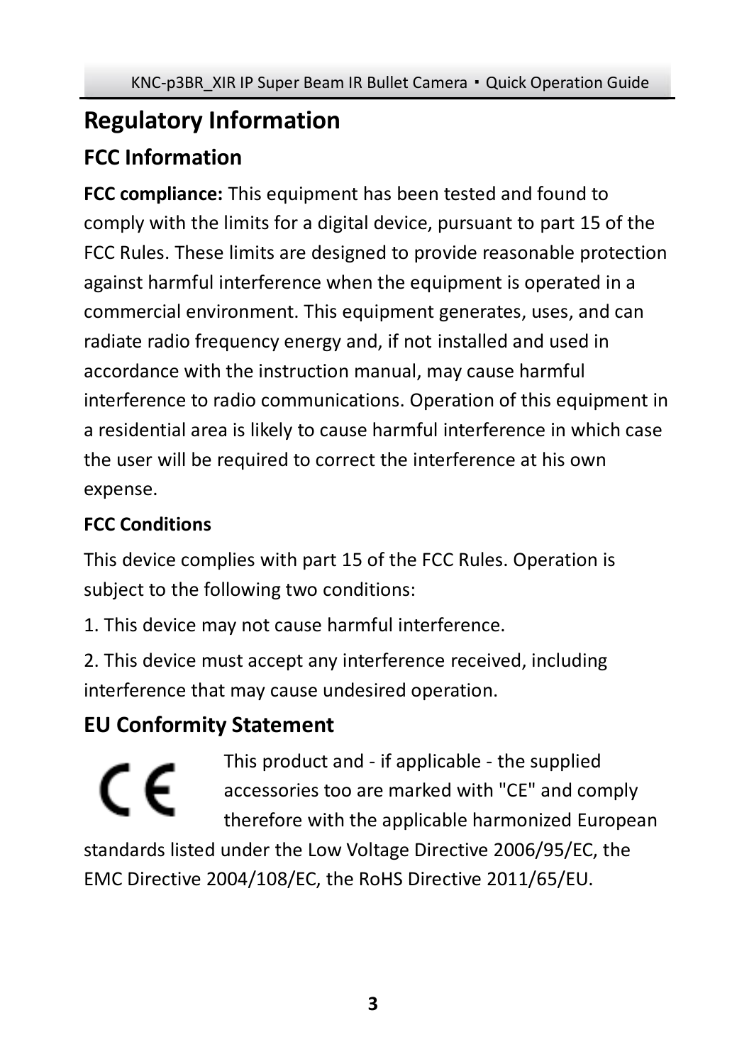# Regulatory Information

## FCC Information

**FCC compliance:** This equipment has been tested and found to comply with the limits for a digital device, pursuant to part 15 of the FCC Rules. These limits are designed to provide reasonable protection against harmful interference when the equipment is operated in a commercial environment. This equipment generates, uses, and can radiate radio frequency energy and, if not installed and used in accordance with the instruction manual, may cause harmful interference to radio communications. Operation of this equipment in a residential area is likely to cause harmful interference in which case the user will be required to correct the interference at his own expense.

### FCC Conditions

This device complies with part 15 of the FCC Rules. Operation is subject to the following two conditions:

1. This device may not cause harmful interference.

2. This device must accept any interference received, including interference that may cause undesired operation.

## EU Conformity Statement

This product and - if applicable - the supplied accessories too are marked with "CE" and comply therefore with the applicable harmonized European standards listed under the Low Voltage Directive 2006/95/EC, the EMC Directive 2004/108/EC, the RoHS Directive 2011/65/EU.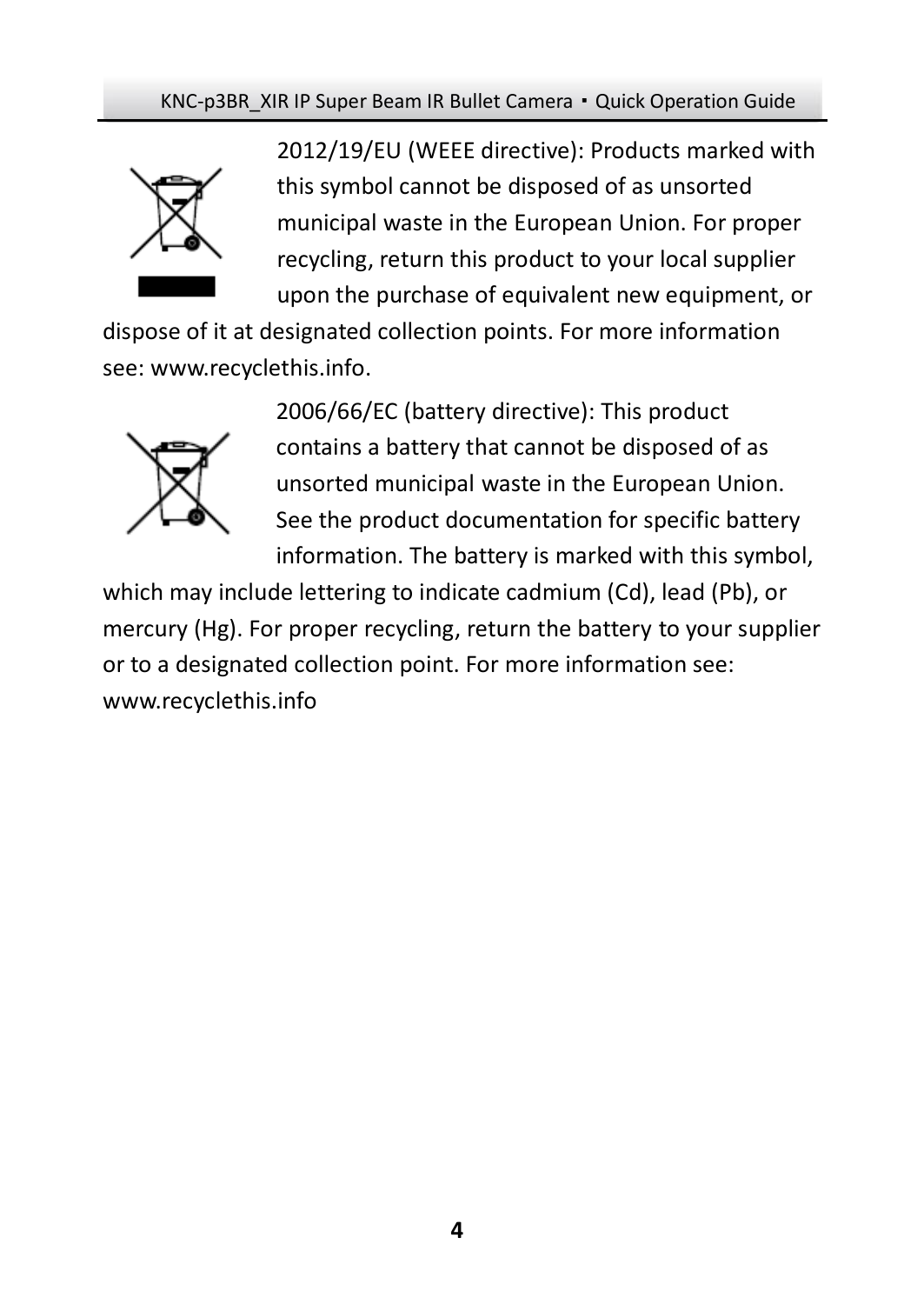2012/19/EU (WEEE directive): Products marked with this symbol cannot be disposed of as unsorted municipal waste in the European Union. For proper recycling, return this product to your local supplier upon the purchase of equivalent new equipment, or dispose of it at designated collection points. For more information see: www.recyclethis.info.

2006/66/EC (battery directive): This product contains a battery that cannot be disposed of as unsorted municipal waste in the European Union. See the product documentation for specific battery information. The battery is marked with this symbol, which may include lettering to indicate cadmium (Cd), lead (Pb), or mercury (Hg). For proper recycling, return the battery to your supplier or to a designated collection point. For more information see: www.recyclethis.info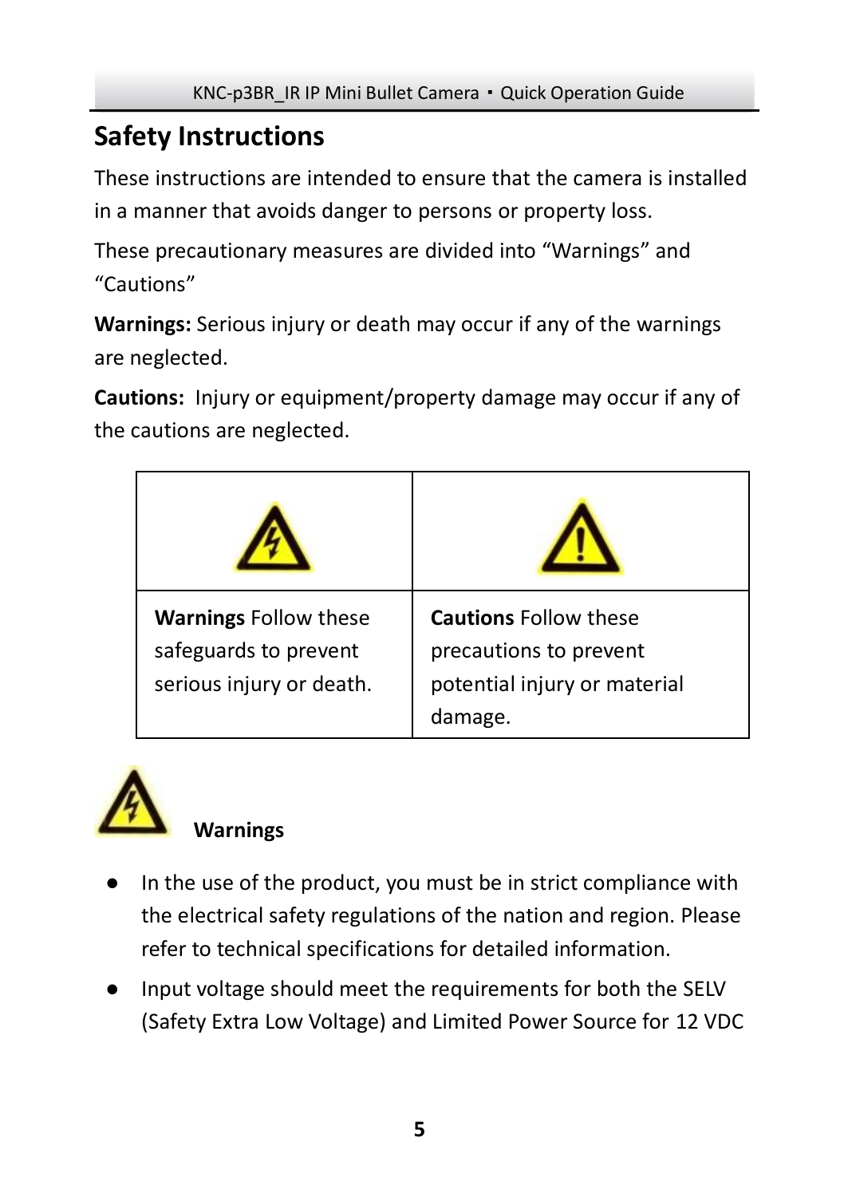# Safety Instructions

These instructions are intended to ensure that the camera is installed in a manner that avoids danger to persons or property loss.

These precautionary measures are divided into “Warnings” and “Cautions”

**Warnings:** Serious injury or death may occur if any of the warnings are neglected.

**Cautions:** Injury or equipment/property damage may occur if any of the cautions are neglected.

| | |
|---|---|
| **Warnings** Follow these safeguards to prevent serious injury or death. | **Cautions** Follow these precautions to prevent potential injury or material damage. |

**Warnings**

- In the use of the product, you must be in strict compliance with the electrical safety regulations of the nation and region. Please refer to technical specifications for detailed information.
- Input voltage should meet the requirements for both the SELV (Safety Extra Low Voltage) and Limited Power Source for 12 VDC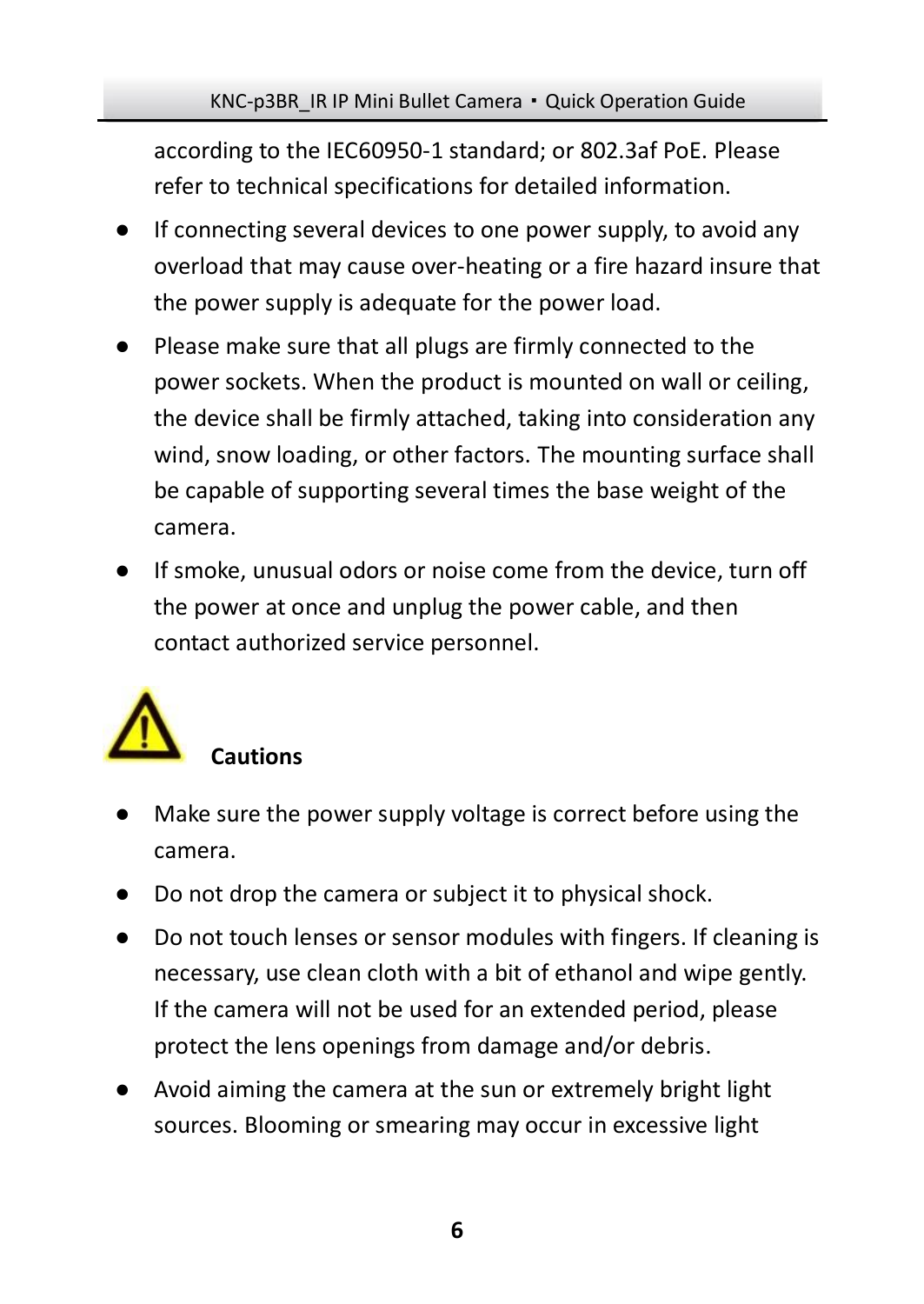according to the IEC60950-1 standard; or 802.3af PoE. Please refer to technical specifications for detailed information.

- If connecting several devices to one power supply, to avoid any overload that may cause over-heating or a fire hazard insure that the power supply is adequate for the power load.
- Please make sure that all plugs are firmly connected to the power sockets. When the product is mounted on wall or ceiling, the device shall be firmly attached, taking into consideration any wind, snow loading, or other factors. The mounting surface shall be capable of supporting several times the base weight of the camera.
- If smoke, unusual odors or noise come from the device, turn off the power at once and unplug the power cable, and then contact authorized service personnel.

**Cautions**

- Make sure the power supply voltage is correct before using the camera.
- Do not drop the camera or subject it to physical shock.
- Do not touch lenses or sensor modules with fingers. If cleaning is necessary, use clean cloth with a bit of ethanol and wipe gently. If the camera will not be used for an extended period, please protect the lens openings from damage and/or debris.
- Avoid aiming the camera at the sun or extremely bright light sources. Blooming or smearing may occur in excessive light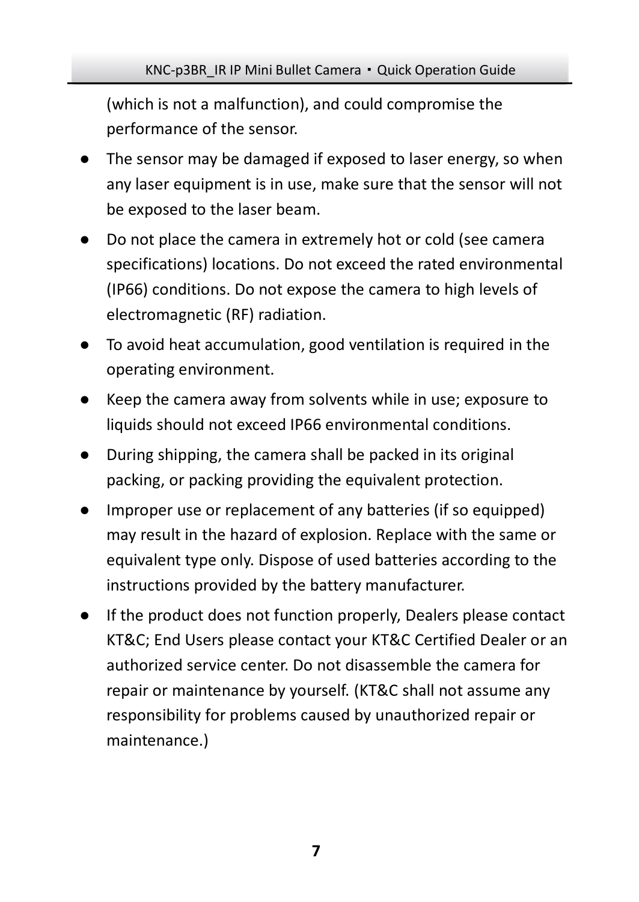(which is not a malfunction), and could compromise the performance of the sensor.

- The sensor may be damaged if exposed to laser energy, so when any laser equipment is in use, make sure that the sensor will not be exposed to the laser beam.
- Do not place the camera in extremely hot or cold (see camera specifications) locations. Do not exceed the rated environmental (IP66) conditions. Do not expose the camera to high levels of electromagnetic (RF) radiation.
- To avoid heat accumulation, good ventilation is required in the operating environment.
- Keep the camera away from solvents while in use; exposure to liquids should not exceed IP66 environmental conditions.
- During shipping, the camera shall be packed in its original packing, or packing providing the equivalent protection.
- Improper use or replacement of any batteries (if so equipped) may result in the hazard of explosion. Replace with the same or equivalent type only. Dispose of used batteries according to the instructions provided by the battery manufacturer.
- If the product does not function properly, Dealers please contact KT&C; End Users please contact your KT&C Certified Dealer or an authorized service center. Do not disassemble the camera for repair or maintenance by yourself. (KT&C shall not assume any responsibility for problems caused by unauthorized repair or maintenance.)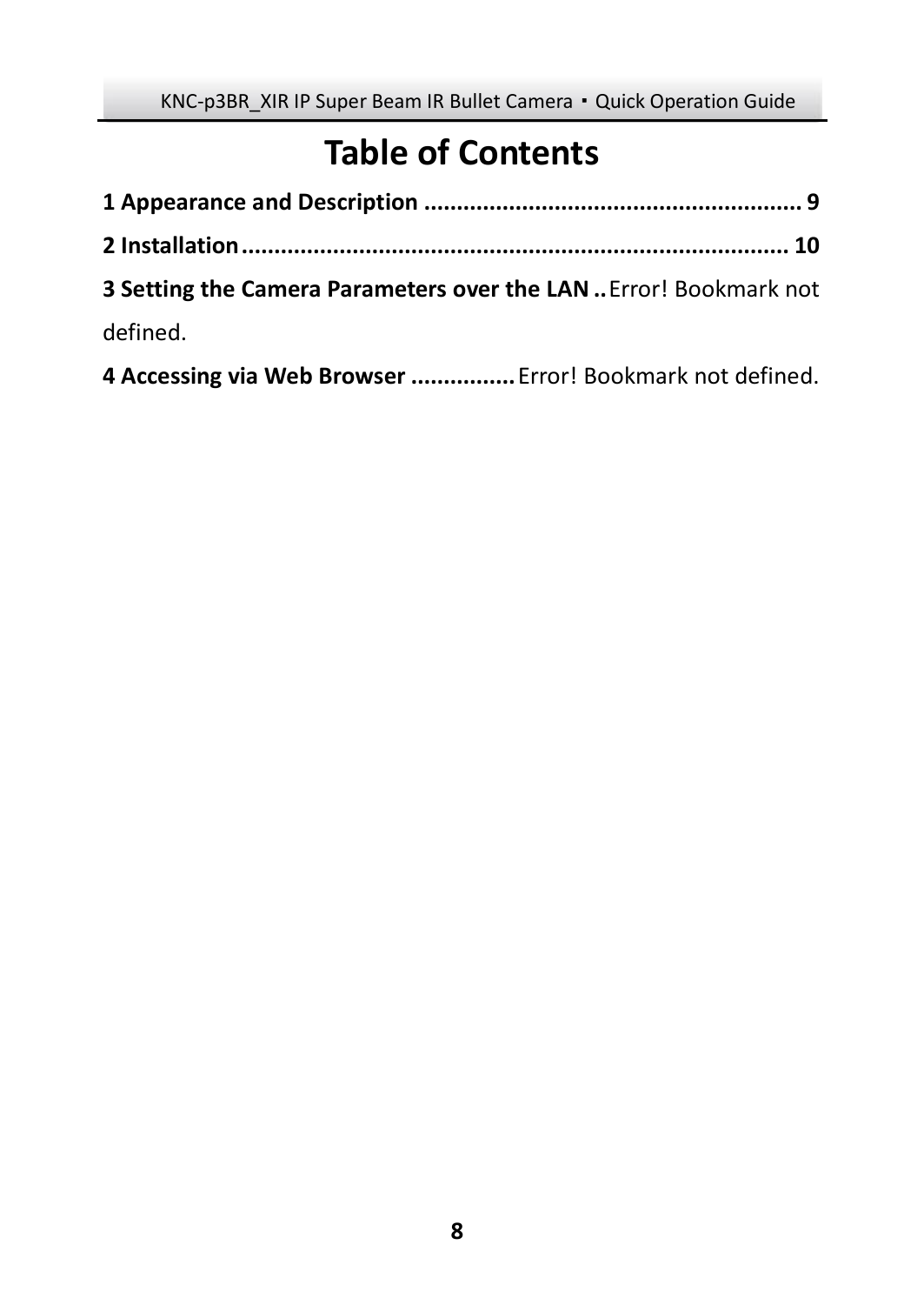# Table of Contents

**1 Appearance and Description .......................................................... 9**

**2 Installation .................................................................................. 10**

**3 Setting the Camera Parameters over the LAN ..** Error! Bookmark not defined.

**4 Accessing via Web Browser ................** Error! Bookmark not defined.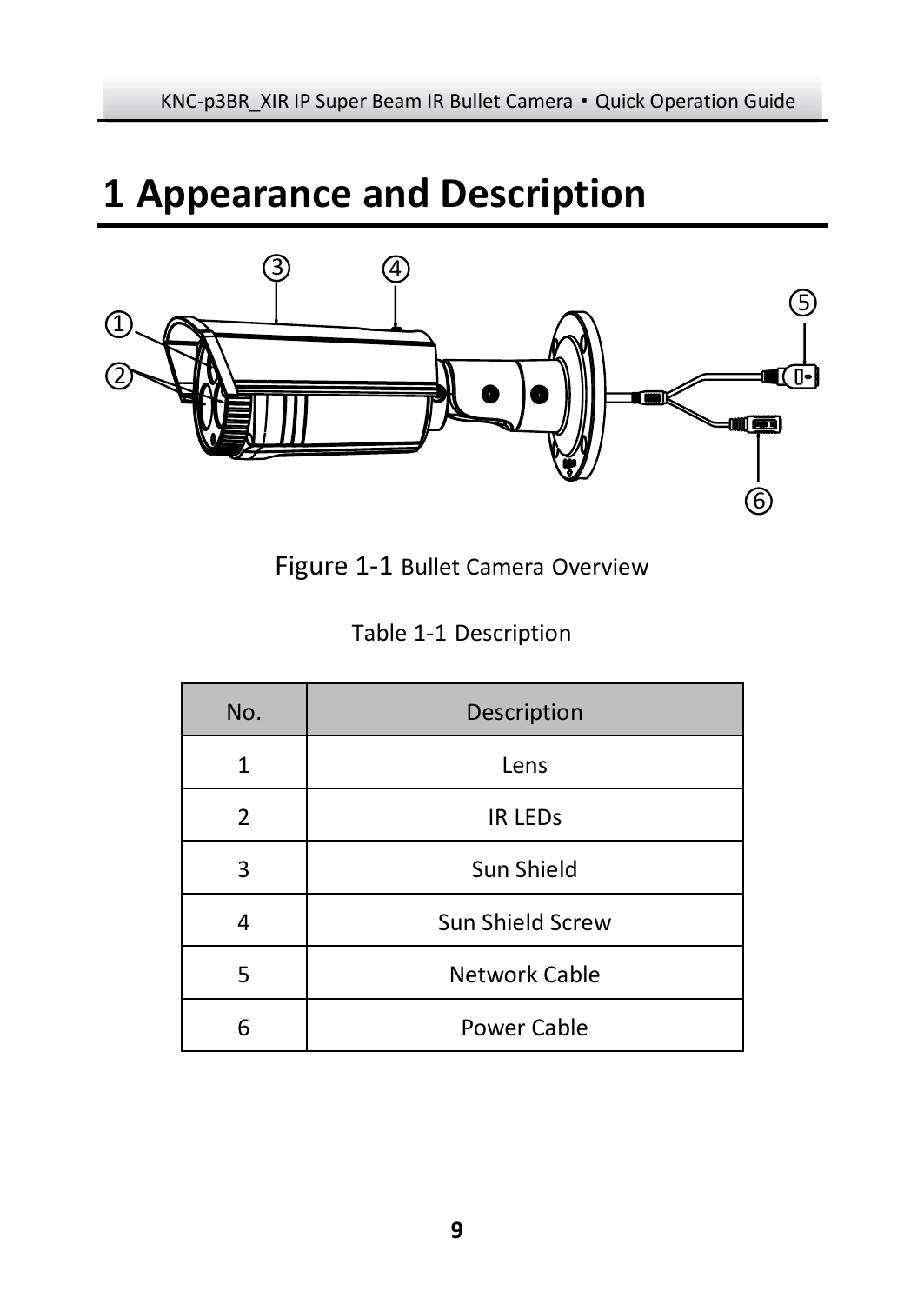# 1 Appearance and Description

Figure 1-1 Bullet Camera Overview

Table 1-1 Description

| No. | Description |
|---|---|
| 1 | Lens |
| 2 | IR LEDs |
| 3 | Sun Shield |
| 4 | Sun Shield Screw |
| 5 | Network Cable |
| 6 | Power Cable |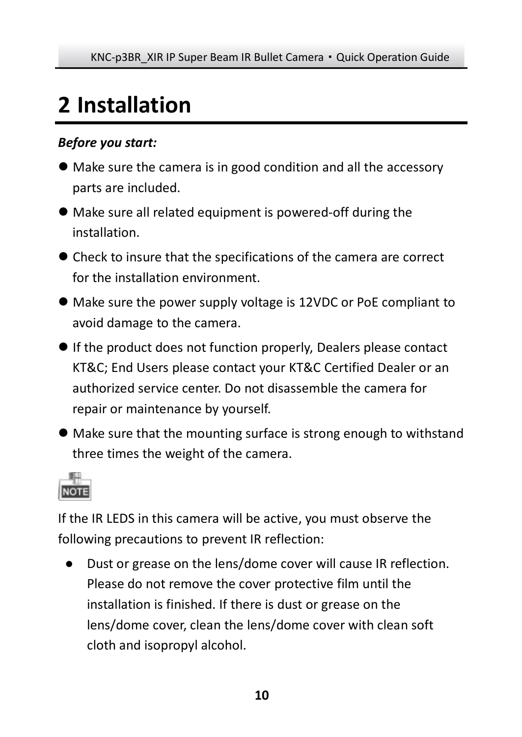# 2 Installation

***Before you start:***

- Make sure the camera is in good condition and all the accessory parts are included.
- Make sure all related equipment is powered-off during the installation.
- Check to insure that the specifications of the camera are correct for the installation environment.
- Make sure the power supply voltage is 12VDC or PoE compliant to avoid damage to the camera.
- If the product does not function properly, Dealers please contact KT&C; End Users please contact your KT&C Certified Dealer or an authorized service center. Do not disassemble the camera for repair or maintenance by yourself.
- Make sure that the mounting surface is strong enough to withstand three times the weight of the camera.

NOTE

If the IR LEDS in this camera will be active, you must observe the following precautions to prevent IR reflection:

- Dust or grease on the lens/dome cover will cause IR reflection. Please do not remove the cover protective film until the installation is finished. If there is dust or grease on the lens/dome cover, clean the lens/dome cover with clean soft cloth and isopropyl alcohol.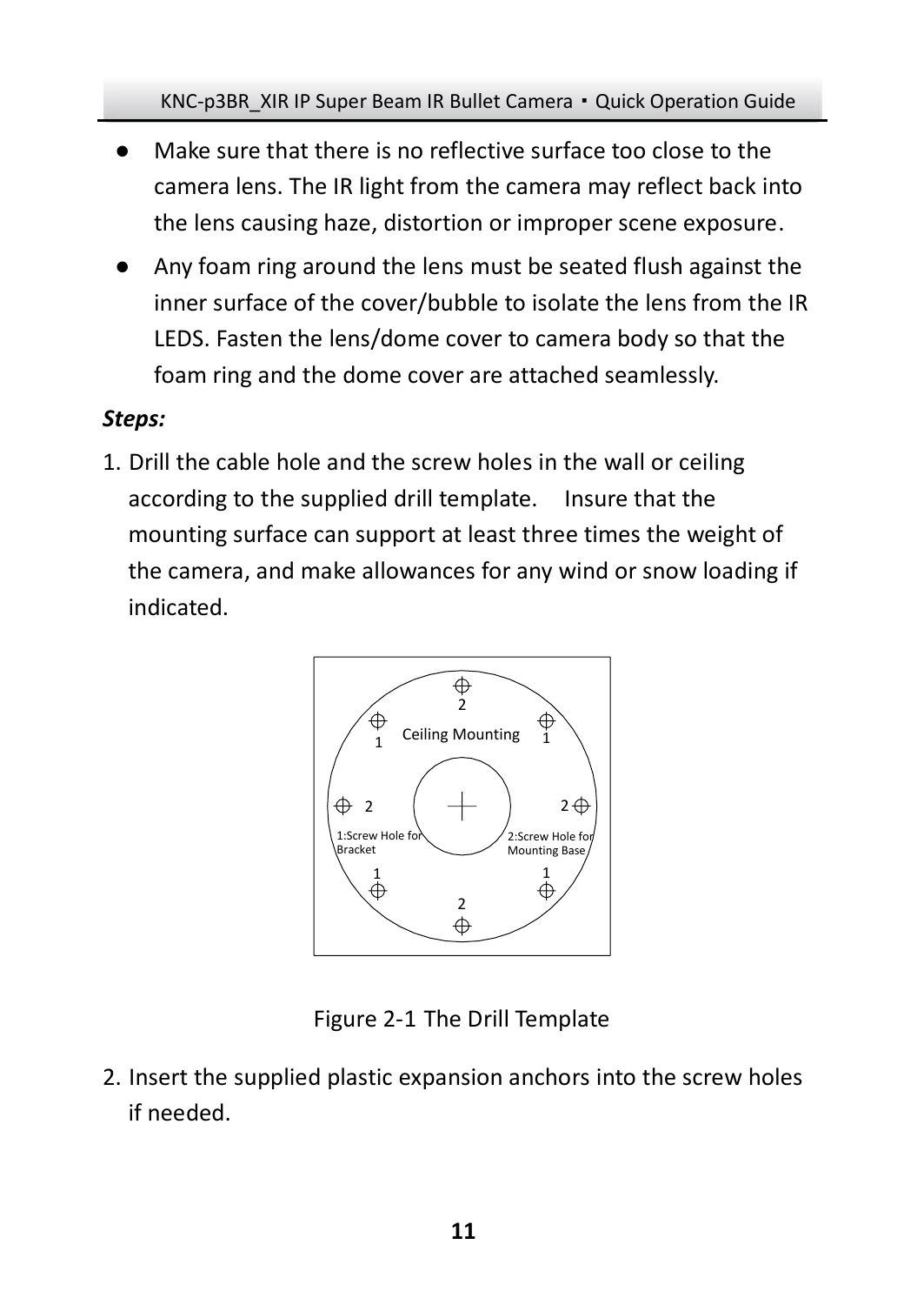- Make sure that there is no reflective surface too close to the camera lens. The IR light from the camera may reflect back into the lens causing haze, distortion or improper scene exposure.
- Any foam ring around the lens must be seated flush against the inner surface of the cover/bubble to isolate the lens from the IR LEDS. Fasten the lens/dome cover to camera body so that the foam ring and the dome cover are attached seamlessly.

***Steps:***

1. Drill the cable hole and the screw holes in the wall or ceiling according to the supplied drill template. Insure that the mounting surface can support at least three times the weight of the camera, and make allowances for any wind or snow loading if indicated.

Ceiling Mounting

1:Screw Hole for Bracket

2:Screw Hole for Mounting Base

Figure 2-1 The Drill Template

2. Insert the supplied plastic expansion anchors into the screw holes if needed.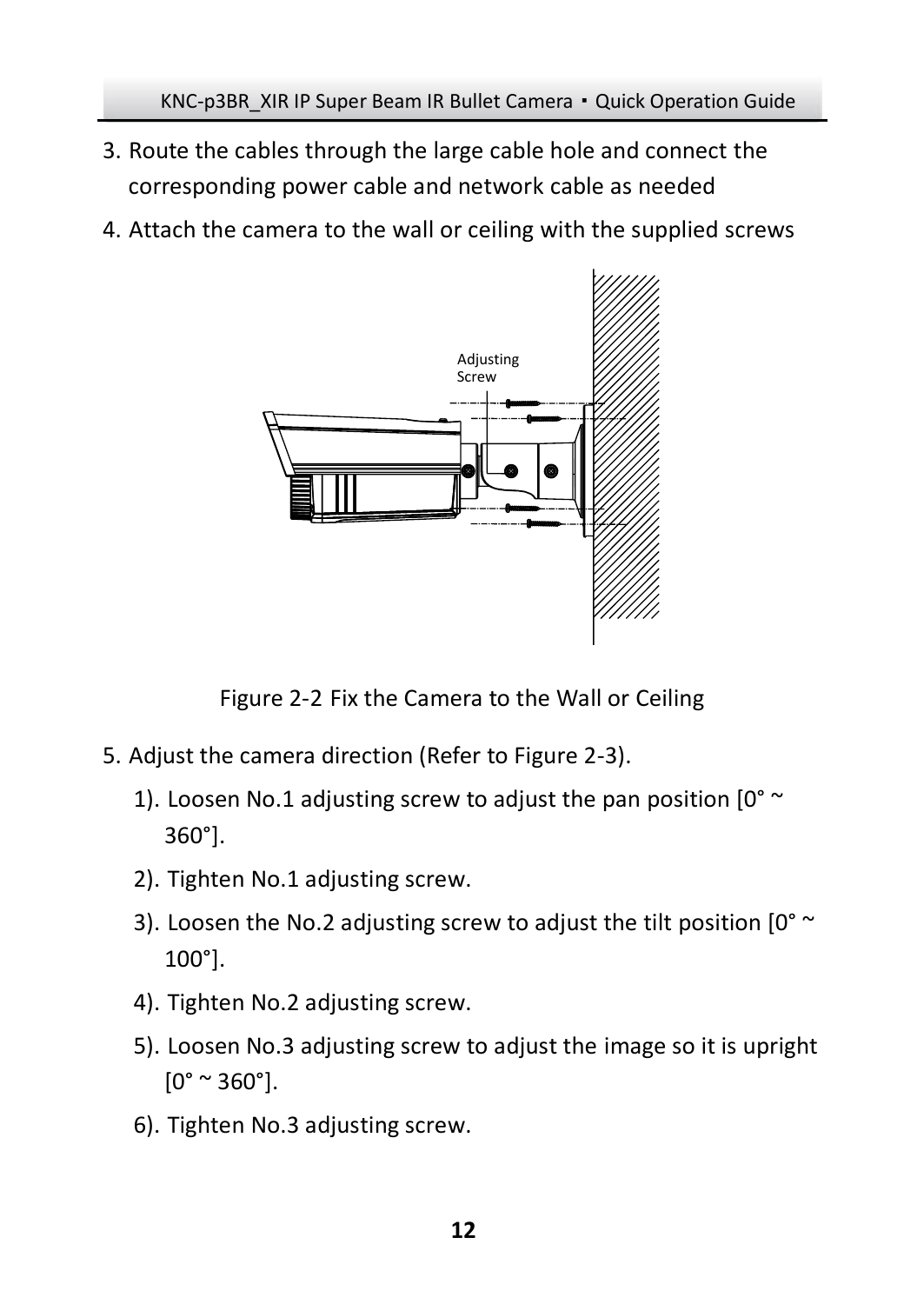3. Route the cables through the large cable hole and connect the corresponding power cable and network cable as needed
4. Attach the camera to the wall or ceiling with the supplied screws

Adjusting Screw

Figure 2-2 Fix the Camera to the Wall or Ceiling

5. Adjust the camera direction (Refer to Figure 2-3).
   1). Loosen No.1 adjusting screw to adjust the pan position [0° ~ 360°].
   2). Tighten No.1 adjusting screw.
   3). Loosen the No.2 adjusting screw to adjust the tilt position [0° ~ 100°].
   4). Tighten No.2 adjusting screw.
   5). Loosen No.3 adjusting screw to adjust the image so it is upright [0° ~ 360°].
   6). Tighten No.3 adjusting screw.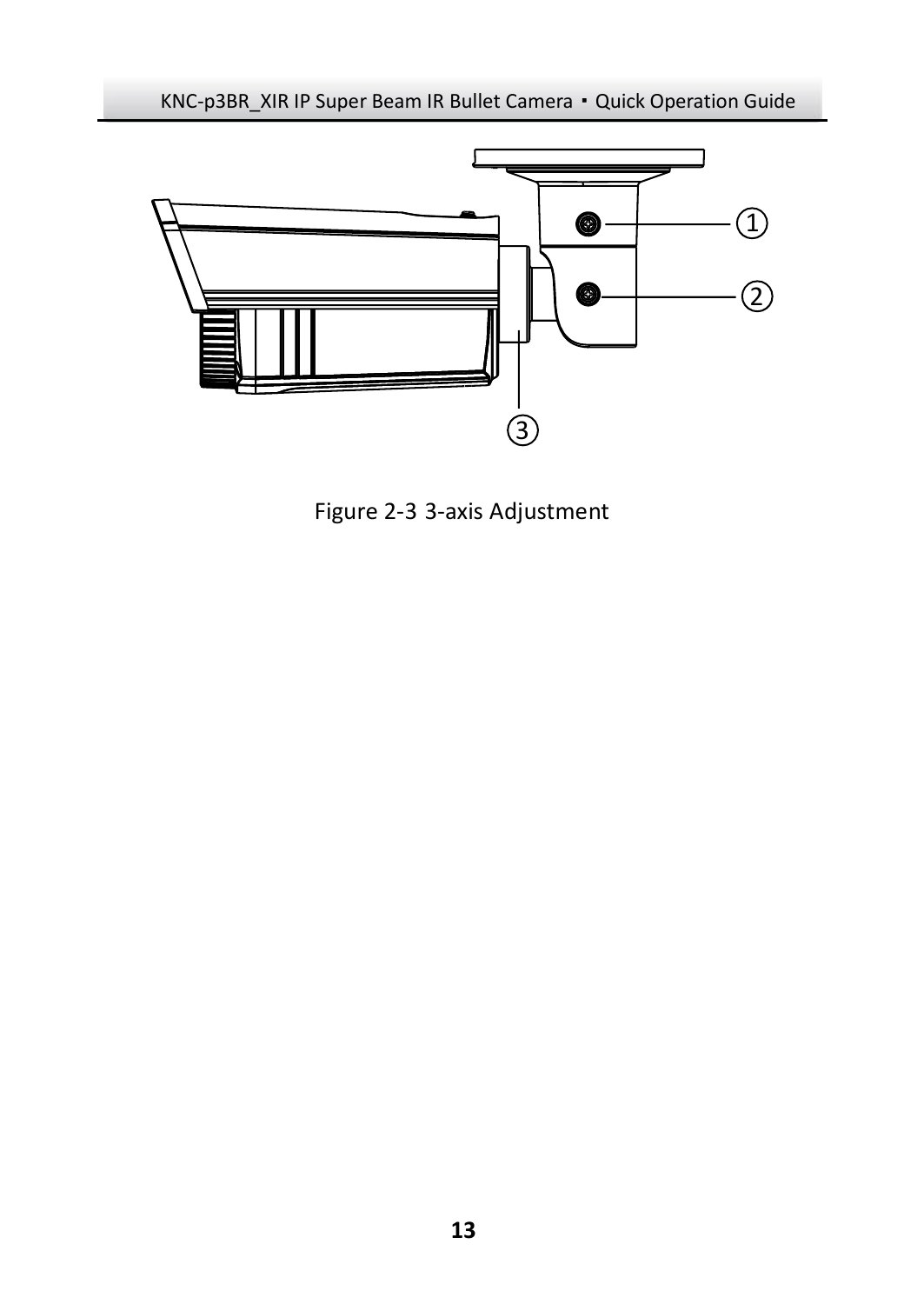Figure 2-3 3-axis Adjustment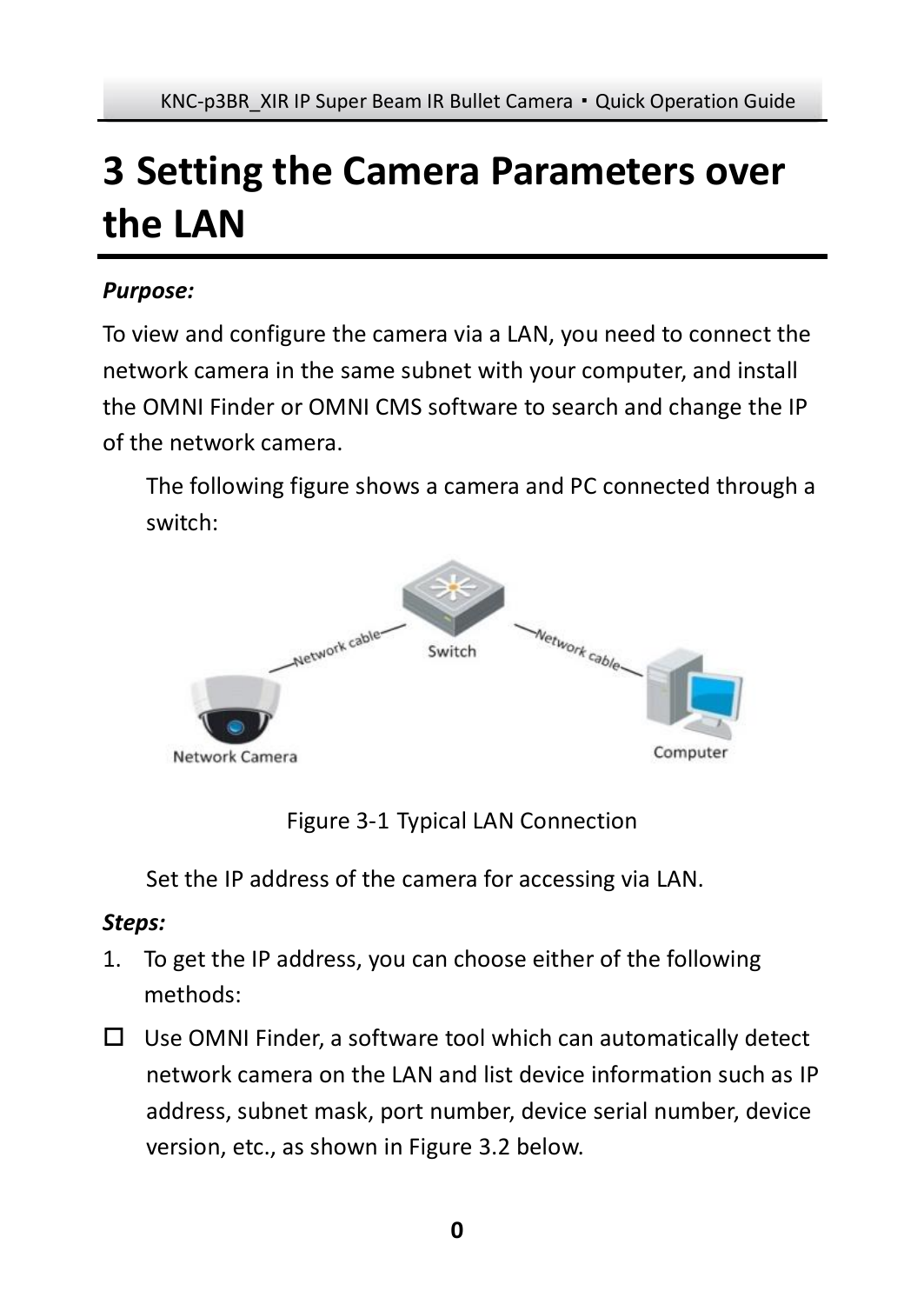# 3 Setting the Camera Parameters over the LAN

***Purpose:***

To view and configure the camera via a LAN, you need to connect the network camera in the same subnet with your computer, and install the OMNI Finder or OMNI CMS software to search and change the IP of the network camera.

The following figure shows a camera and PC connected through a switch:

Figure 3-1 Typical LAN Connection

Set the IP address of the camera for accessing via LAN.

***Steps:***

1. To get the IP address, you can choose either of the following methods:

- ☐ Use OMNI Finder, a software tool which can automatically detect network camera on the LAN and list device information such as IP address, subnet mask, port number, device serial number, device version, etc., as shown in Figure 3.2 below.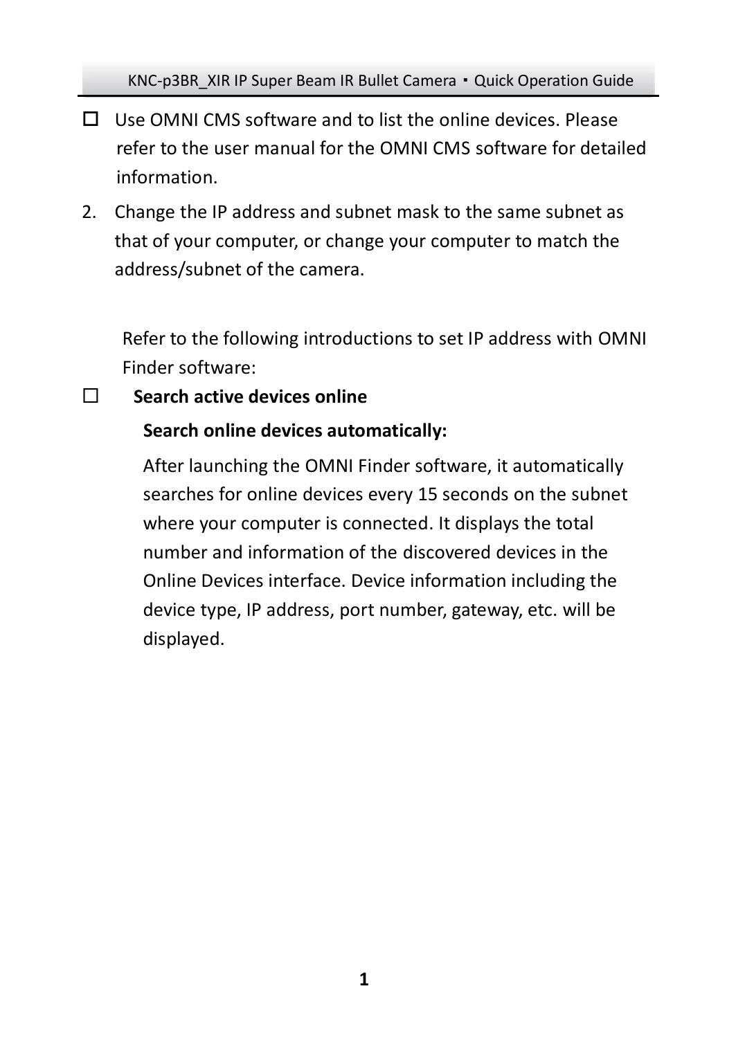- ☐ Use OMNI CMS software and to list the online devices. Please refer to the user manual for the OMNI CMS software for detailed information.

2. Change the IP address and subnet mask to the same subnet as that of your computer, or change your computer to match the address/subnet of the camera.

Refer to the following introductions to set IP address with OMNI Finder software:

- ☐ **Search active devices online**

  **Search online devices automatically:**

  After launching the OMNI Finder software, it automatically searches for online devices every 15 seconds on the subnet where your computer is connected. It displays the total number and information of the discovered devices in the Online Devices interface. Device information including the device type, IP address, port number, gateway, etc. will be displayed.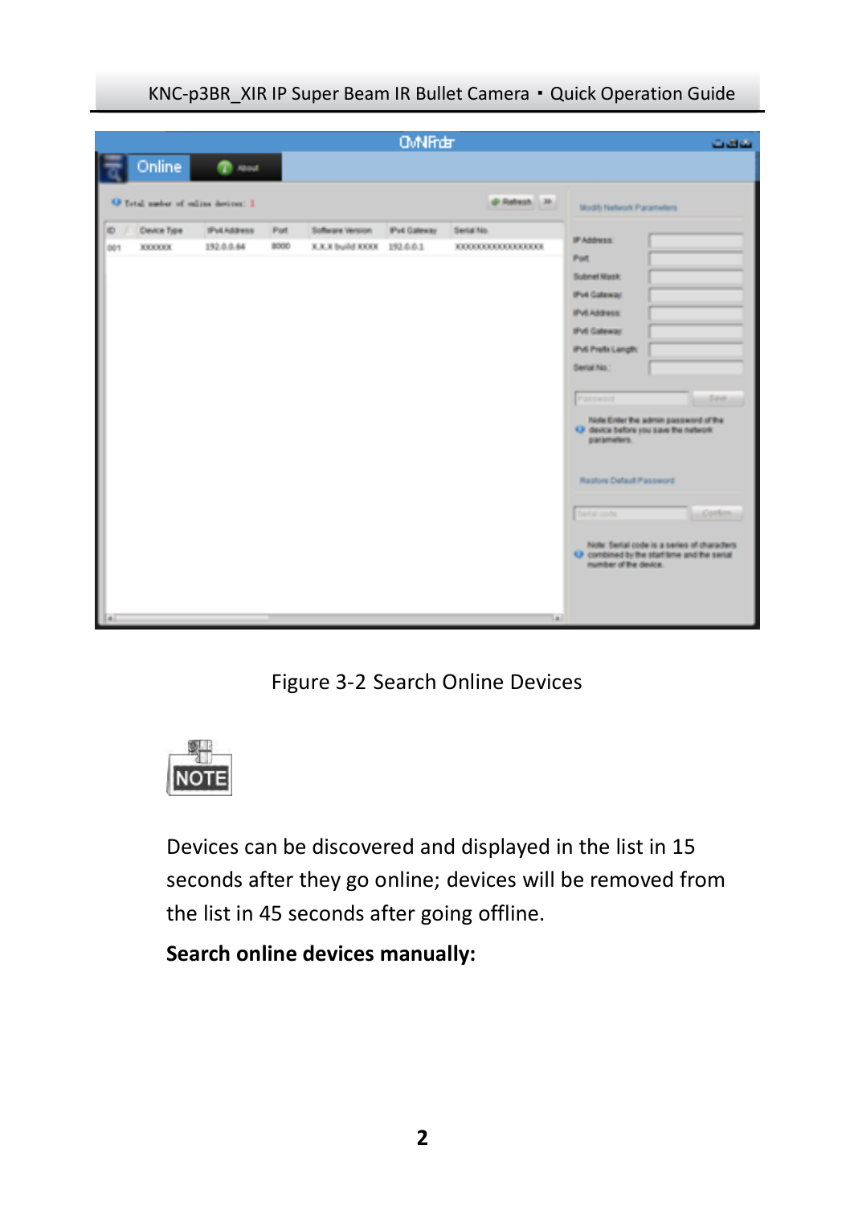Figure 3-2 Search Online Devices

NOTE

Devices can be discovered and displayed in the list in 15 seconds after they go online; devices will be removed from the list in 45 seconds after going offline.

**Search online devices manually:**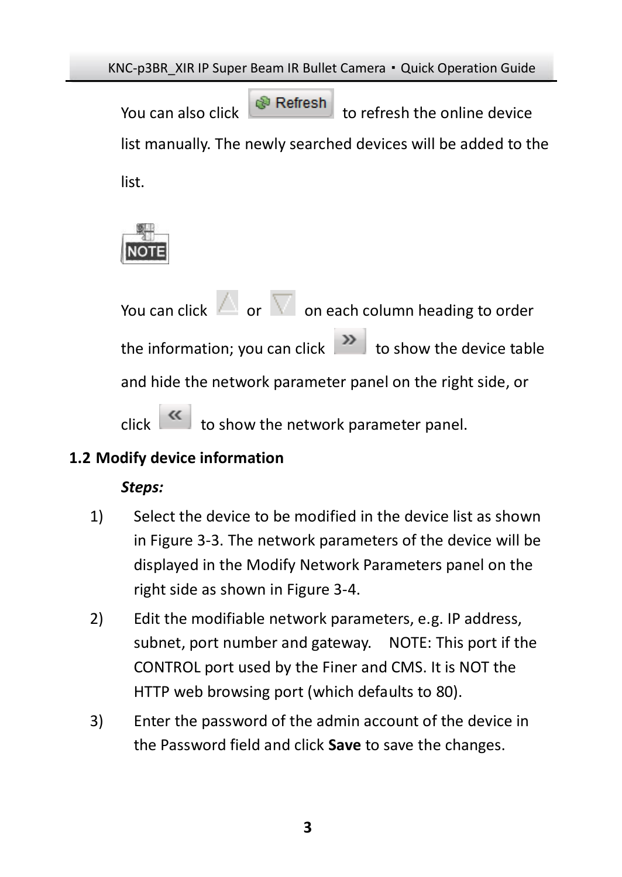You can also click Refresh to refresh the online device list manually. The newly searched devices will be added to the list.

NOTE

You can click △ or ▽ on each column heading to order the information; you can click » to show the device table and hide the network parameter panel on the right side, or click « to show the network parameter panel.

## 1.2 Modify device information

***Steps:***

1) Select the device to be modified in the device list as shown in Figure 3-3. The network parameters of the device will be displayed in the Modify Network Parameters panel on the right side as shown in Figure 3-4.
2) Edit the modifiable network parameters, e.g. IP address, subnet, port number and gateway. NOTE: This port if the CONTROL port used by the Finer and CMS. It is NOT the HTTP web browsing port (which defaults to 80).
3) Enter the password of the admin account of the device in the Password field and click **Save** to save the changes.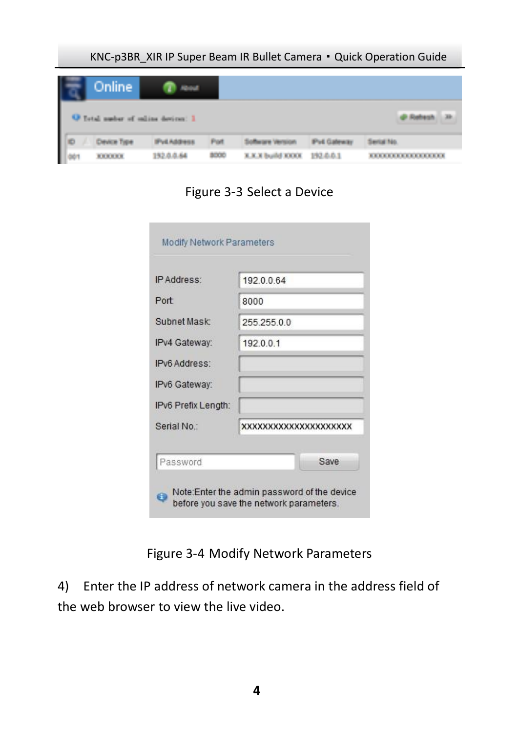Figure 3-3 Select a Device

Figure 3-4 Modify Network Parameters

4) Enter the IP address of network camera in the address field of the web browser to view the live video.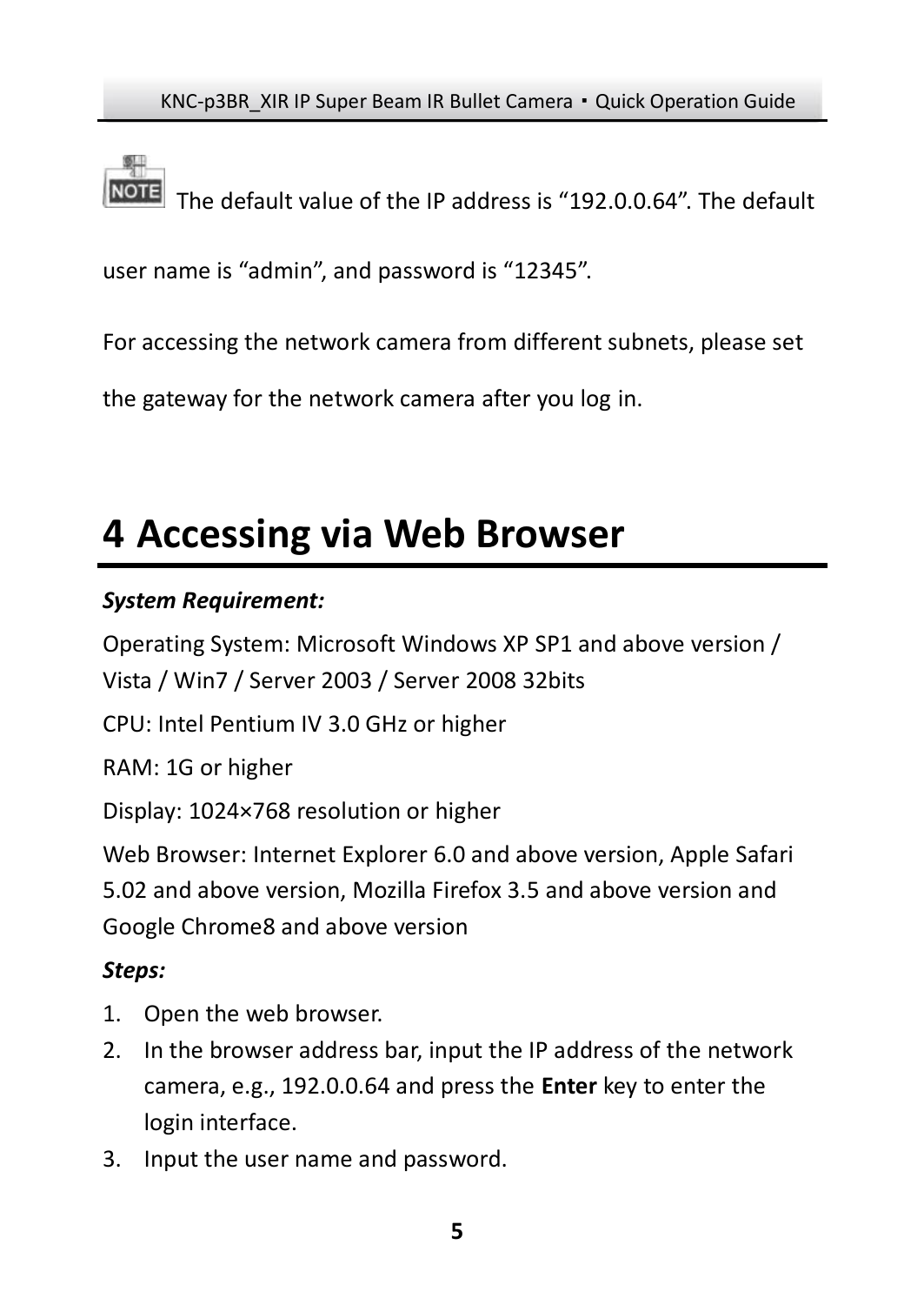**NOTE** The default value of the IP address is “192.0.0.64”. The default user name is “admin”, and password is “12345”.

For accessing the network camera from different subnets, please set the gateway for the network camera after you log in.

# 4 Accessing via Web Browser

***System Requirement:***

Operating System: Microsoft Windows XP SP1 and above version / Vista / Win7 / Server 2003 / Server 2008 32bits

CPU: Intel Pentium IV 3.0 GHz or higher

RAM: 1G or higher

Display: 1024×768 resolution or higher

Web Browser: Internet Explorer 6.0 and above version, Apple Safari 5.02 and above version, Mozilla Firefox 3.5 and above version and Google Chrome8 and above version

***Steps:***

1. Open the web browser.
2. In the browser address bar, input the IP address of the network camera, e.g., 192.0.0.64 and press the **Enter** key to enter the login interface.
3. Input the user name and password.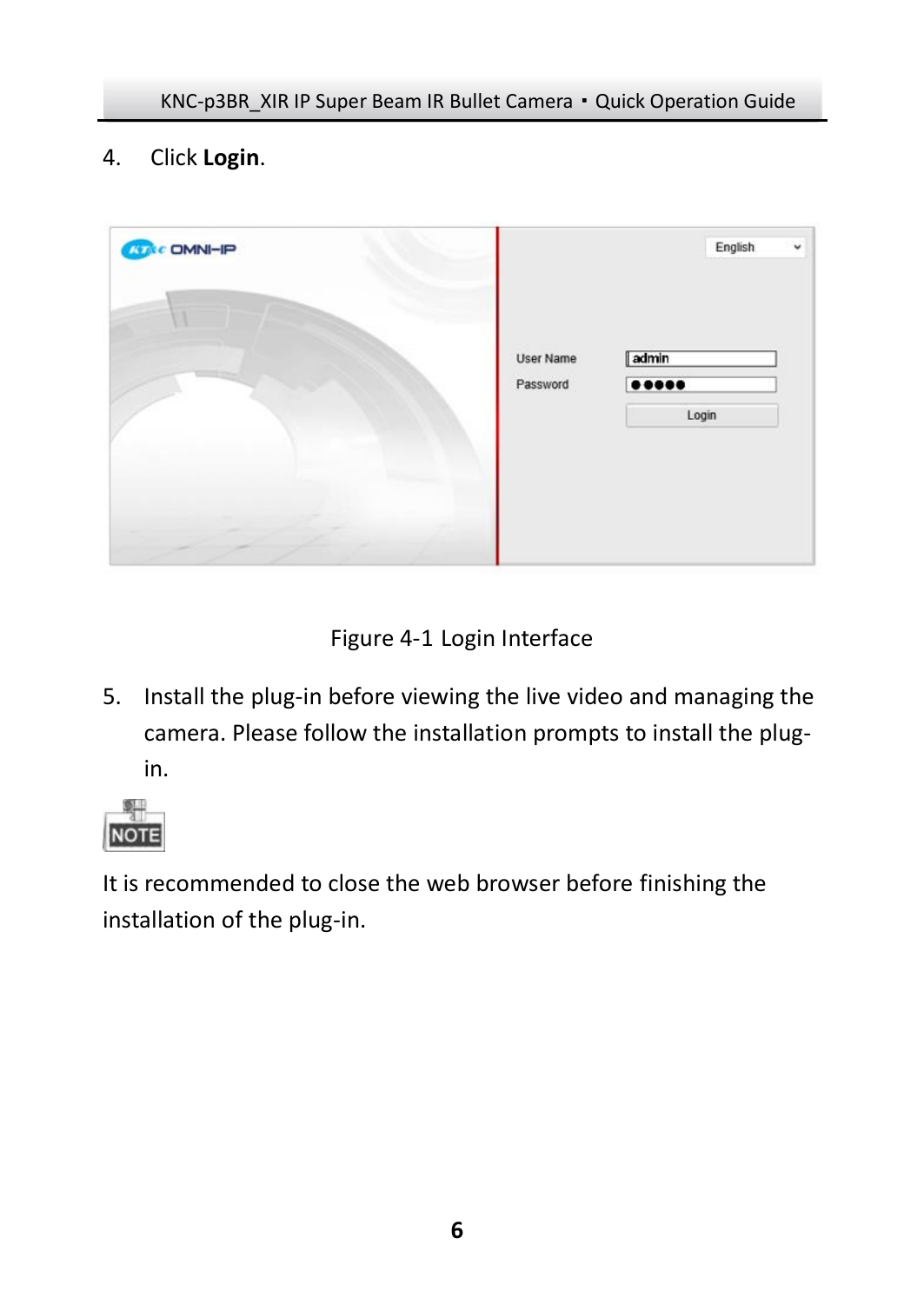4. Click **Login**.

Figure 4-1 Login Interface

5. Install the plug-in before viewing the live video and managing the camera. Please follow the installation prompts to install the plug-in.

NOTE

It is recommended to close the web browser before finishing the installation of the plug-in.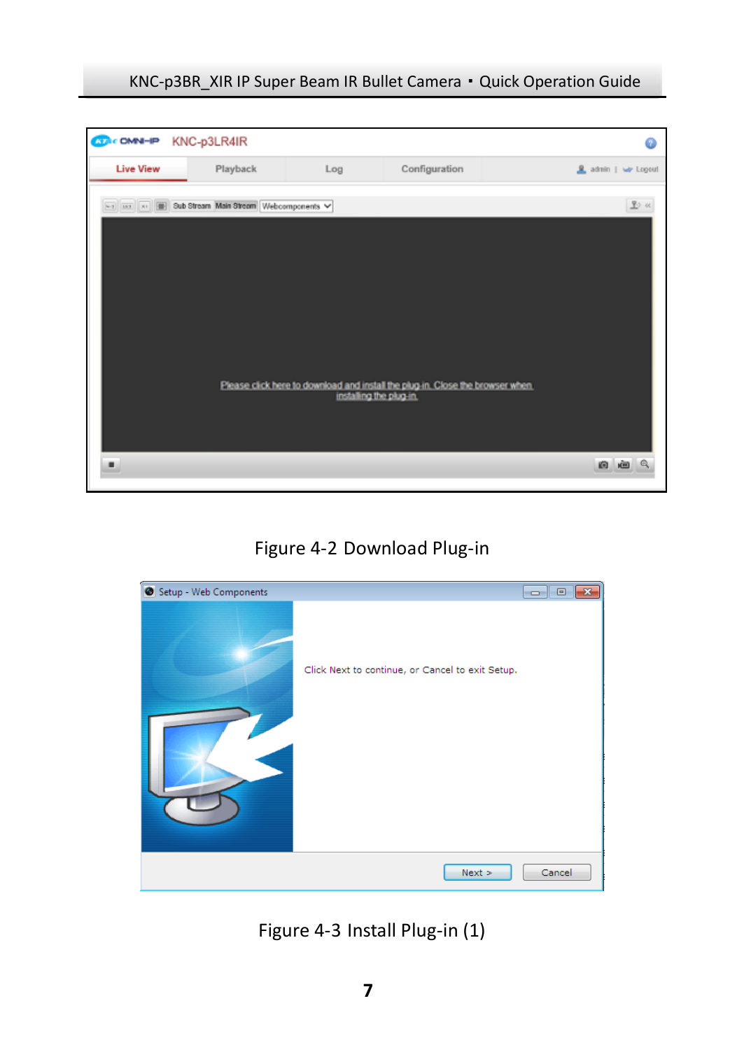Figure 4-2 Download Plug-in

Figure 4-3 Install Plug-in (1)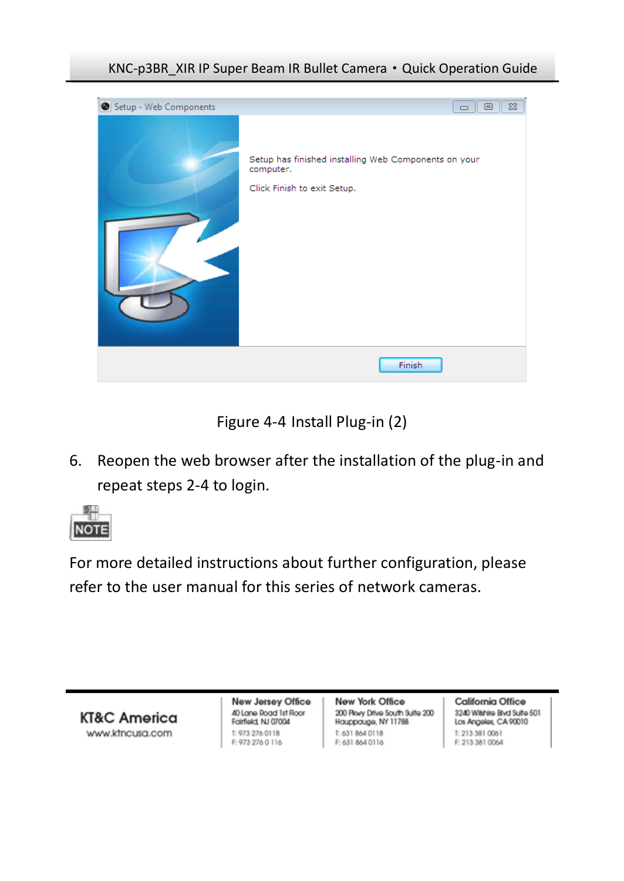Figure 4-4 Install Plug-in (2)

6. Reopen the web browser after the installation of the plug-in and repeat steps 2-4 to login.

NOTE

For more detailed instructions about further configuration, please refer to the user manual for this series of network cameras.

KT&C America
www.ktncusa.com

New Jersey Office
40 Lane Road 1st Floor
Fairfield, NJ 07004
T: 973 276 0118
F: 973 276 0116

New York Office
200 Pkwy Drive South Suite 200
Hauppauge, NY 11788
T: 631 864 0118
F: 631 864 0116

California Office
3240 Wilshire Blvd Suite 501
Los Angeles, CA 90010
T: 213 381 0061
F: 213 381 0064